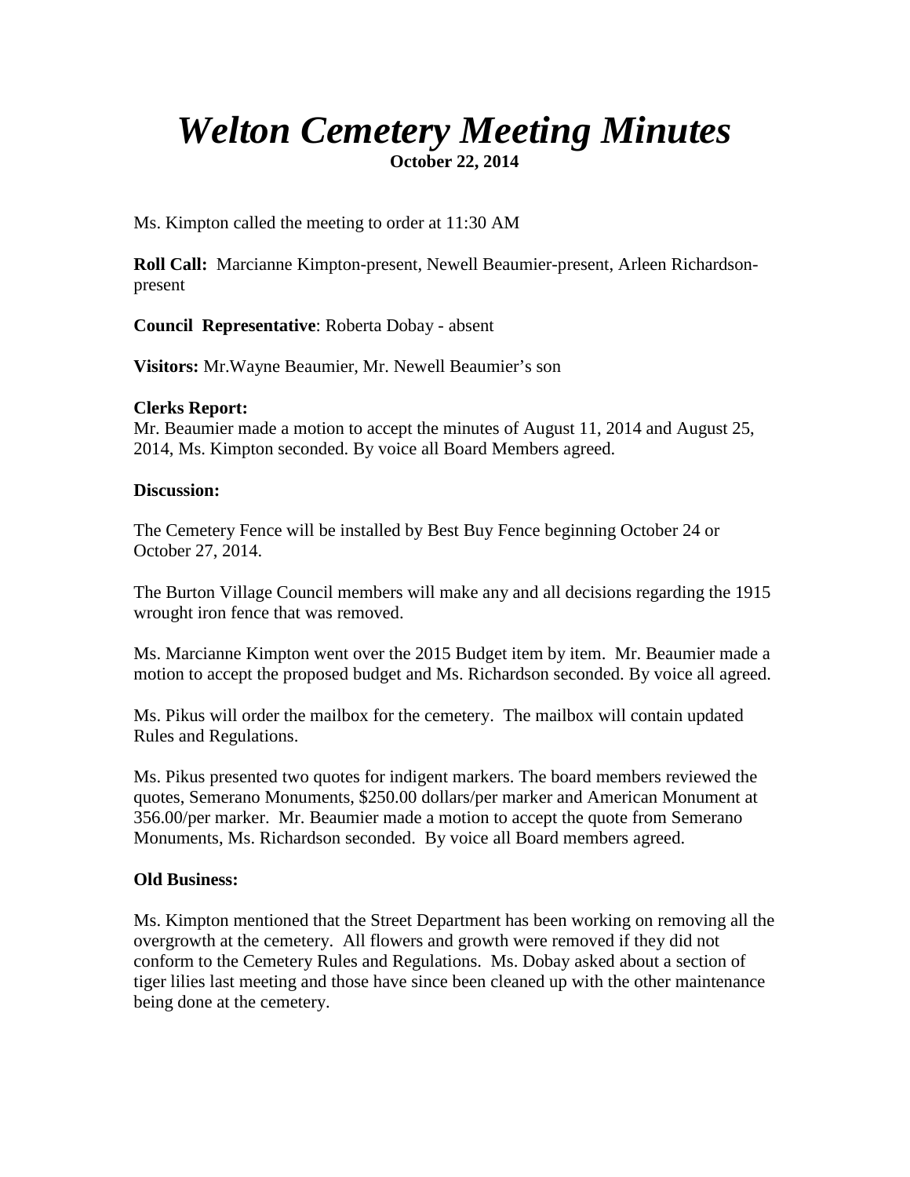# *Welton Cemetery Meeting Minutes*

**October 22, 2014**

Ms. Kimpton called the meeting to order at 11:30 AM

**Roll Call:** Marcianne Kimpton-present, Newell Beaumier-present, Arleen Richardson-present

**Council Representative**: Roberta Dobay - absent

**Visitors:** Mr.Wayne Beaumier, Mr. Newell Beaumier's son

**Clerks Report:**
Mr. Beaumier made a motion to accept the minutes of August 11, 2014 and August 25, 2014, Ms. Kimpton seconded. By voice all Board Members agreed.

**Discussion:**

The Cemetery Fence will be installed by Best Buy Fence beginning October 24 or October 27, 2014.

The Burton Village Council members will make any and all decisions regarding the 1915 wrought iron fence that was removed.

Ms. Marcianne Kimpton went over the 2015 Budget item by item. Mr. Beaumier made a motion to accept the proposed budget and Ms. Richardson seconded. By voice all agreed.

Ms. Pikus will order the mailbox for the cemetery. The mailbox will contain updated Rules and Regulations.

Ms. Pikus presented two quotes for indigent markers. The board members reviewed the quotes, Semerano Monuments, $250.00 dollars/per marker and American Monument at 356.00/per marker. Mr. Beaumier made a motion to accept the quote from Semerano Monuments, Ms. Richardson seconded. By voice all Board members agreed.

**Old Business:**

Ms. Kimpton mentioned that the Street Department has been working on removing all the overgrowth at the cemetery. All flowers and growth were removed if they did not conform to the Cemetery Rules and Regulations. Ms. Dobay asked about a section of tiger lilies last meeting and those have since been cleaned up with the other maintenance being done at the cemetery.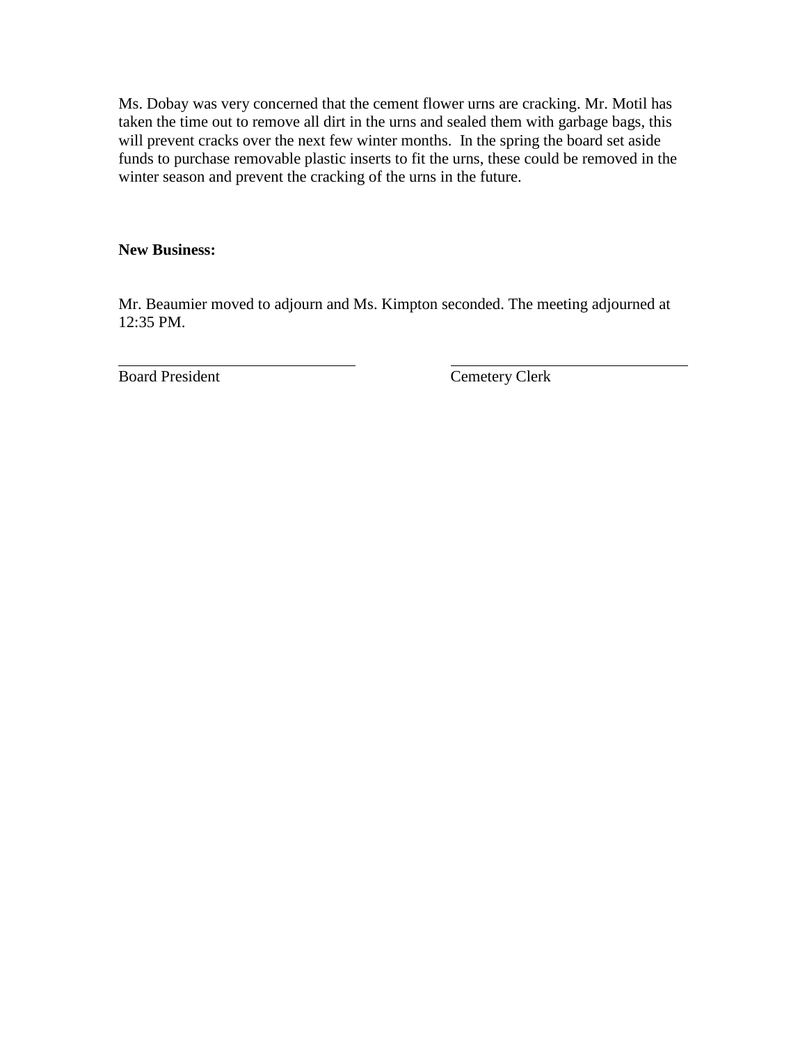Ms. Dobay was very concerned that the cement flower urns are cracking. Mr. Motil has taken the time out to remove all dirt in the urns and sealed them with garbage bags, this will prevent cracks over the next few winter months. In the spring the board set aside funds to purchase removable plastic inserts to fit the urns, these could be removed in the winter season and prevent the cracking of the urns in the future.

**New Business:**

Mr. Beaumier moved to adjourn and Ms. Kimpton seconded. The meeting adjourned at 12:35 PM.

| | |
|---|---|
| \_\_\_\_\_\_\_\_\_\_\_\_\_\_\_\_\_\_\_\_\_\_\_\_\_\_\_\_\_\_ | \_\_\_\_\_\_\_\_\_\_\_\_\_\_\_\_\_\_\_\_\_\_\_\_\_\_\_\_\_\_ |
| Board President | Cemetery Clerk |